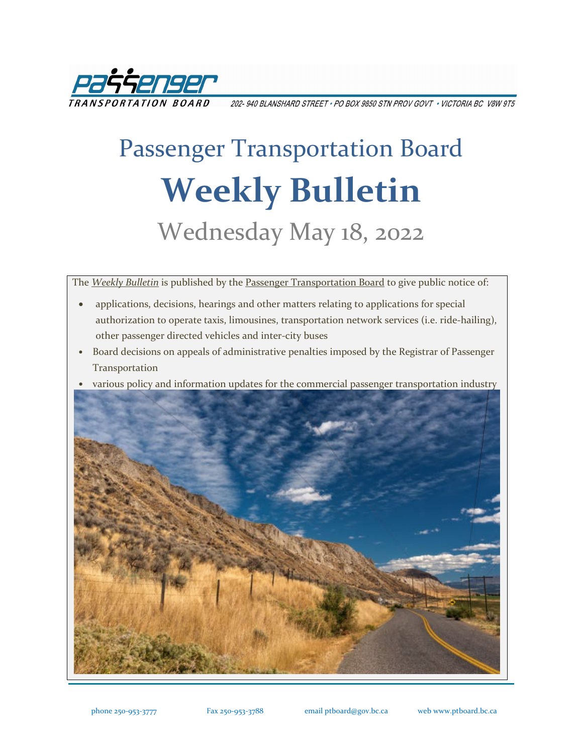passenger TRANSPORTATION BOARD

202- 940 BLANSHARD STREET • PO BOX 9850 STN PROV GOVT • VICTORIA BC V8W 9T5

# Passenger Transportation Board

# Weekly Bulletin

## Wednesday May 18, 2022

The *Weekly Bulletin* is published by the Passenger Transportation Board to give public notice of:

- applications, decisions, hearings and other matters relating to applications for special authorization to operate taxis, limousines, transportation network services (i.e. ride-hailing), other passenger directed vehicles and inter-city buses
- Board decisions on appeals of administrative penalties imposed by the Registrar of Passenger Transportation
- various policy and information updates for the commercial passenger transportation industry

phone 250-953-3777 Fax 250-953-3788 email ptboard@gov.bc.ca web www.ptboard.bc.ca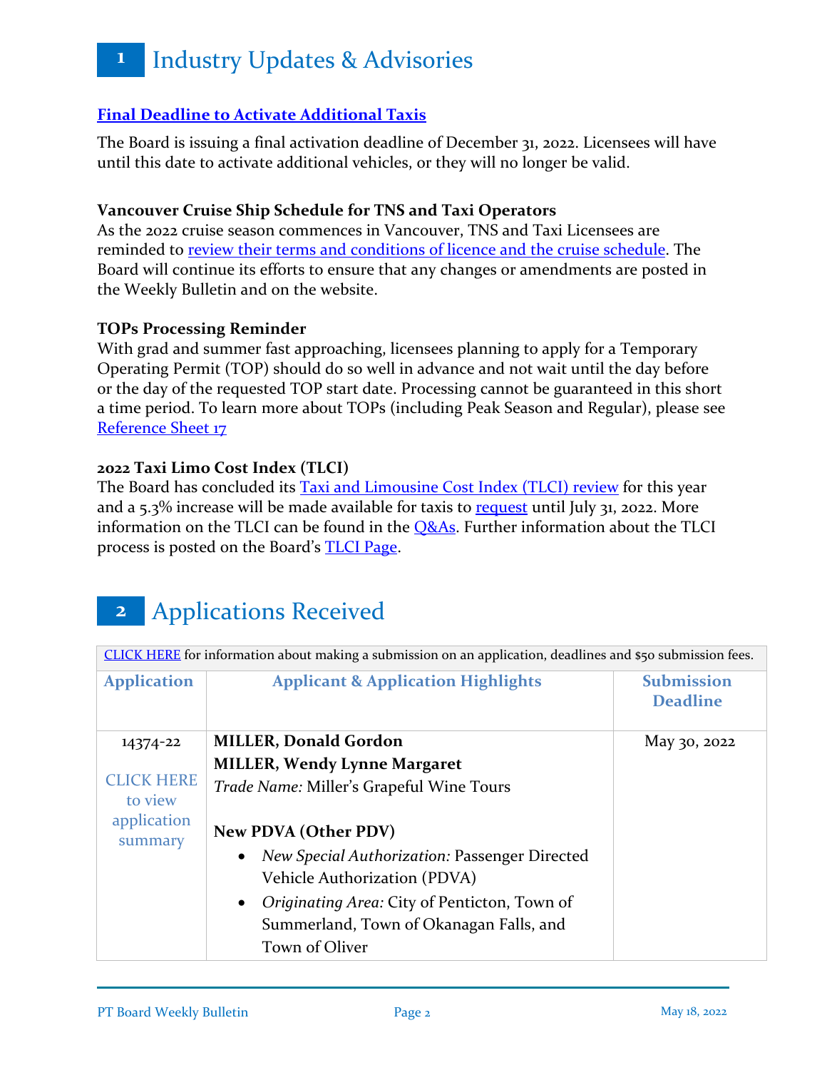# 1 Industry Updates & Advisories

### Final Deadline to Activate Additional Taxis

The Board is issuing a final activation deadline of December 31, 2022. Licensees will have until this date to activate additional vehicles, or they will no longer be valid.

### Vancouver Cruise Ship Schedule for TNS and Taxi Operators

As the 2022 cruise season commences in Vancouver, TNS and Taxi Licensees are reminded to review their terms and conditions of licence and the cruise schedule. The Board will continue its efforts to ensure that any changes or amendments are posted in the Weekly Bulletin and on the website.

### TOPs Processing Reminder

With grad and summer fast approaching, licensees planning to apply for a Temporary Operating Permit (TOP) should do so well in advance and not wait until the day before or the day of the requested TOP start date. Processing cannot be guaranteed in this short a time period. To learn more about TOPs (including Peak Season and Regular), please see Reference Sheet 17

### 2022 Taxi Limo Cost Index (TLCI)

The Board has concluded its Taxi and Limousine Cost Index (TLCI) review for this year and a 5.3% increase will be made available for taxis to request until July 31, 2022. More information on the TLCI can be found in the Q&As. Further information about the TLCI process is posted on the Board's TLCI Page.

# 2 Applications Received

CLICK HERE for information about making a submission on an application, deadlines and $50 submission fees.

| Application | Applicant & Application Highlights | Submission Deadline |
|---|---|---|
| 14374-22<br><br>CLICK HERE to view application summary | **MILLER, Donald Gordon**<br>**MILLER, Wendy Lynne Margaret**<br>*Trade Name:* Miller's Grapeful Wine Tours<br><br>**New PDVA (Other PDV)**<br>• *New Special Authorization:* Passenger Directed Vehicle Authorization (PDVA)<br>• *Originating Area:* City of Penticton, Town of Summerland, Town of Okanagan Falls, and Town of Oliver | May 30, 2022 |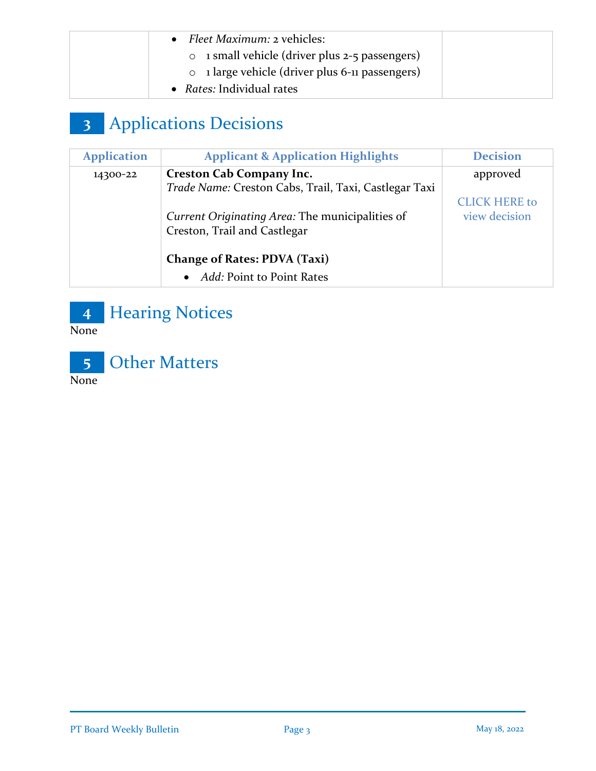| | | |
|---|---|---|
| | • *Fleet Maximum:* 2 vehicles:<br>  ○ 1 small vehicle (driver plus 2-5 passengers)<br>  ○ 1 large vehicle (driver plus 6-11 passengers)<br>• *Rates:* Individual rates | |

## 3 Applications Decisions

| Application | Applicant & Application Highlights | Decision |
|---|---|---|
| 14300-22 | **Creston Cab Company Inc.**<br>*Trade Name:* Creston Cabs, Trail, Taxi, Castlegar Taxi<br><br>*Current Originating Area:* The municipalities of Creston, Trail and Castlegar<br><br>**Change of Rates: PDVA (Taxi)**<br>• *Add:* Point to Point Rates | approved<br><br>CLICK HERE to view decision |

## 4 Hearing Notices

None

## 5 Other Matters

None